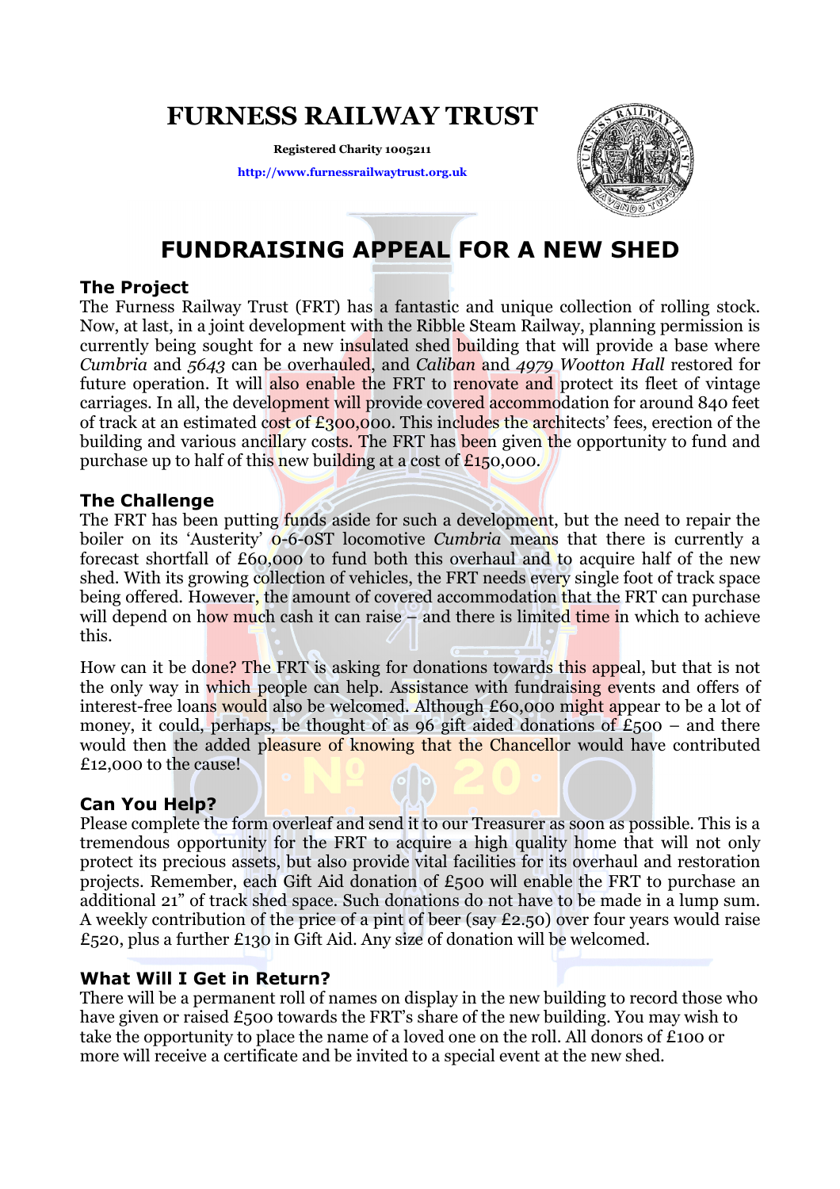# FURNESS RAILWAY TRUST

**Registered Charity 1005211**

**http://www.furnessrailwaytrust.org.uk**

## FUNDRAISING APPEAL FOR A NEW SHED

### The Project

The Furness Railway Trust (FRT) has a fantastic and unique collection of rolling stock. Now, at last, in a joint development with the Ribble Steam Railway, planning permission is currently being sought for a new insulated shed building that will provide a base where *Cumbria* and *5643* can be overhauled, and *Caliban* and *4979 Wootton Hall* restored for future operation. It will also enable the FRT to renovate and protect its fleet of vintage carriages. In all, the development will provide covered accommodation for around 840 feet of track at an estimated cost of £300,000. This includes the architects' fees, erection of the building and various ancillary costs. The FRT has been given the opportunity to fund and purchase up to half of this new building at a cost of £150,000.

### The Challenge

The FRT has been putting funds aside for such a development, but the need to repair the boiler on its 'Austerity' 0-6-0ST locomotive *Cumbria* means that there is currently a forecast shortfall of £60,000 to fund both this overhaul and to acquire half of the new shed. With its growing collection of vehicles, the FRT needs every single foot of track space being offered. However, the amount of covered accommodation that the FRT can purchase will depend on how much cash it can raise – and there is limited time in which to achieve this.

How can it be done? The FRT is asking for donations towards this appeal, but that is not the only way in which people can help. Assistance with fundraising events and offers of interest-free loans would also be welcomed. Although £60,000 might appear to be a lot of money, it could, perhaps, be thought of as 96 gift aided donations of £500 – and there would then the added pleasure of knowing that the Chancellor would have contributed £12,000 to the cause!

### Can You Help?

Please complete the form overleaf and send it to our Treasurer as soon as possible. This is a tremendous opportunity for the FRT to acquire a high quality home that will not only protect its precious assets, but also provide vital facilities for its overhaul and restoration projects. Remember, each Gift Aid donation of £500 will enable the FRT to purchase an additional 21" of track shed space. Such donations do not have to be made in a lump sum. A weekly contribution of the price of a pint of beer (say £2.50) over four years would raise £520, plus a further £130 in Gift Aid. Any size of donation will be welcomed.

### What Will I Get in Return?

There will be a permanent roll of names on display in the new building to record those who have given or raised £500 towards the FRT's share of the new building. You may wish to take the opportunity to place the name of a loved one on the roll. All donors of £100 or more will receive a certificate and be invited to a special event at the new shed.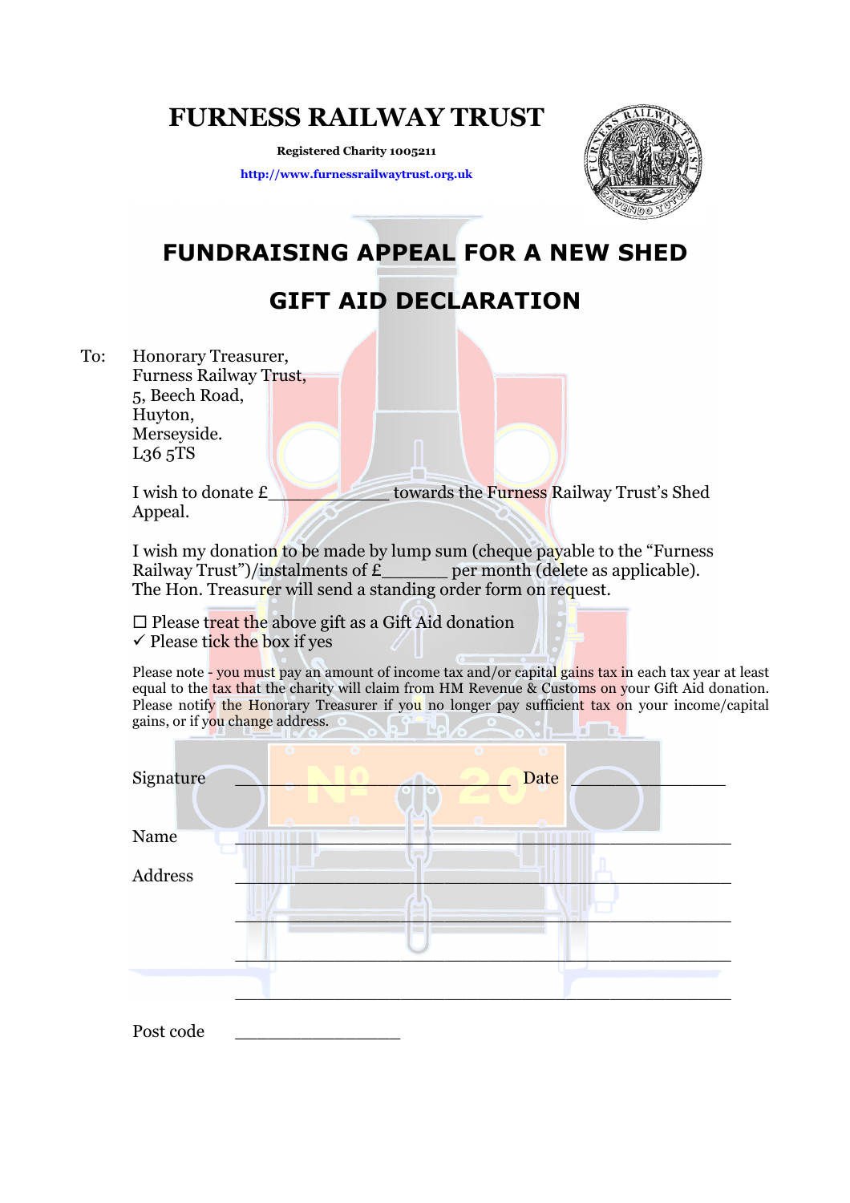# FURNESS RAILWAY TRUST

**Registered Charity 1005211**

**http://www.furnessrailwaytrust.org.uk**

## FUNDRAISING APPEAL FOR A NEW SHED

## GIFT AID DECLARATION

To: Honorary Treasurer,
Furness Railway Trust,
5, Beech Road,
Huyton,
Merseyside.
L36 5TS

I wish to donate £____________ towards the Furness Railway Trust's Shed Appeal.

I wish my donation to be made by lump sum (cheque payable to the "Furness Railway Trust")/instalments of £_______ per month (delete as applicable). The Hon. Treasurer will send a standing order form on request.

☐ Please treat the above gift as a Gift Aid donation
✓ Please tick the box if yes

Please note - you must pay an amount of income tax and/or capital gains tax in each tax year at least equal to the tax that the charity will claim from HM Revenue & Customs on your Gift Aid donation. Please notify the Honorary Treasurer if you no longer pay sufficient tax on your income/capital gains, or if you change address.

Signature ______________________________ Date ________________

Name ______________________________________________

Address ______________________________________________

______________________________________________

______________________________________________

______________________________________________

Post code _________________